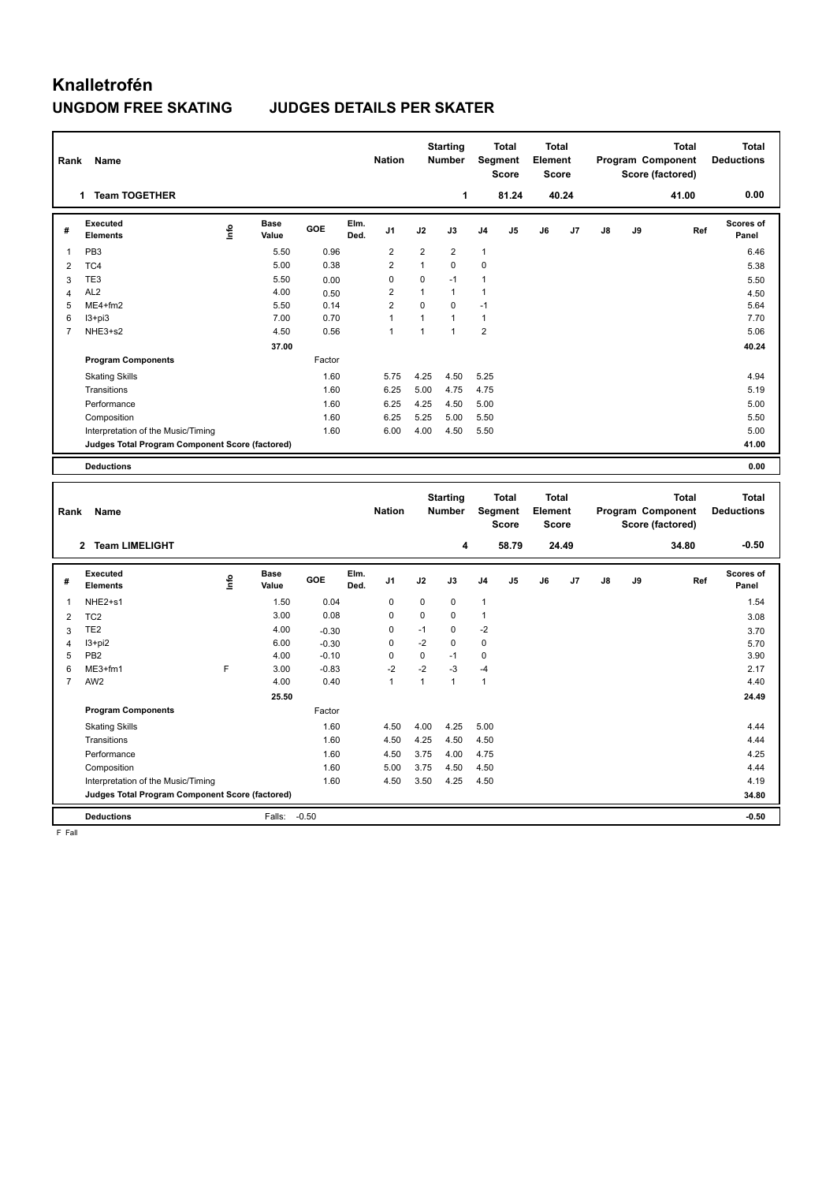# Knalletrofén

## UNGDOM FREE SKATING JUDGES DETAILS PER SKATER

| Rank | Name | Nation | Starting Number | Total Segment Score | Total Element Score | Total Program Component Score (factored) | Total Deductions |
|---|---|---|---|---|---|---|---|
| 1 | Team TOGETHER | | 1 | 81.24 | 40.24 | 41.00 | 0.00 |

| # | Executed Elements | Info | Base Value | GOE | Elm. Ded. | J1 | J2 | J3 | J4 | J5 | J6 | J7 | J8 | J9 | Ref | Scores of Panel |
|---|---|---|---|---|---|---|---|---|---|---|---|---|---|---|---|---|
| 1 | PB3 | | 5.50 | 0.96 | | 2 | 2 | 2 | 1 | | | | | | | 6.46 |
| 2 | TC4 | | 5.00 | 0.38 | | 2 | 1 | 0 | 0 | | | | | | | 5.38 |
| 3 | TE3 | | 5.50 | 0.00 | | 0 | 0 | -1 | 1 | | | | | | | 5.50 |
| 4 | AL2 | | 4.00 | 0.50 | | 2 | 1 | 1 | 1 | | | | | | | 4.50 |
| 5 | ME4+fm2 | | 5.50 | 0.14 | | 2 | 0 | 0 | -1 | | | | | | | 5.64 |
| 6 | I3+pi3 | | 7.00 | 0.70 | | 1 | 1 | 1 | 1 | | | | | | | 7.70 |
| 7 | NHE3+s2 | | 4.50 | 0.56 | | 1 | 1 | 1 | 2 | | | | | | | 5.06 |
| | | | 37.00 | | | | | | | | | | | | | 40.24 |
| | **Program Components** | | | Factor | | | | | | | | | | | | |
| | Skating Skills | | | 1.60 | | 5.75 | 4.25 | 4.50 | 5.25 | | | | | | | 4.94 |
| | Transitions | | | 1.60 | | 6.25 | 5.00 | 4.75 | 4.75 | | | | | | | 5.19 |
| | Performance | | | 1.60 | | 6.25 | 4.25 | 4.50 | 5.00 | | | | | | | 5.00 |
| | Composition | | | 1.60 | | 6.25 | 5.25 | 5.00 | 5.50 | | | | | | | 5.50 |
| | Interpretation of the Music/Timing | | | 1.60 | | 6.00 | 4.00 | 4.50 | 5.50 | | | | | | | 5.00 |
| | **Judges Total Program Component Score (factored)** | | | | | | | | | | | | | | | 41.00 |
| | **Deductions** | | | | | | | | | | | | | | | 0.00 |

| Rank | Name | Nation | Starting Number | Total Segment Score | Total Element Score | Total Program Component Score (factored) | Total Deductions |
|---|---|---|---|---|---|---|---|
| 2 | Team LIMELIGHT | | 4 | 58.79 | 24.49 | 34.80 | -0.50 |

| # | Executed Elements | Info | Base Value | GOE | Elm. Ded. | J1 | J2 | J3 | J4 | J5 | J6 | J7 | J8 | J9 | Ref | Scores of Panel |
|---|---|---|---|---|---|---|---|---|---|---|---|---|---|---|---|---|
| 1 | NHE2+s1 | | 1.50 | 0.04 | | 0 | 0 | 0 | 1 | | | | | | | 1.54 |
| 2 | TC2 | | 3.00 | 0.08 | | 0 | 0 | 0 | 1 | | | | | | | 3.08 |
| 3 | TE2 | | 4.00 | -0.30 | | 0 | -1 | 0 | -2 | | | | | | | 3.70 |
| 4 | I3+pi2 | | 6.00 | -0.30 | | 0 | -2 | 0 | 0 | | | | | | | 5.70 |
| 5 | PB2 | | 4.00 | -0.10 | | 0 | 0 | -1 | 0 | | | | | | | 3.90 |
| 6 | ME3+fm1 | F | 3.00 | -0.83 | | -2 | -2 | -3 | -4 | | | | | | | 2.17 |
| 7 | AW2 | | 4.00 | 0.40 | | 1 | 1 | 1 | 1 | | | | | | | 4.40 |
| | | | 25.50 | | | | | | | | | | | | | 24.49 |
| | **Program Components** | | | Factor | | | | | | | | | | | | |
| | Skating Skills | | | 1.60 | | 4.50 | 4.00 | 4.25 | 5.00 | | | | | | | 4.44 |
| | Transitions | | | 1.60 | | 4.50 | 4.25 | 4.50 | 4.50 | | | | | | | 4.44 |
| | Performance | | | 1.60 | | 4.50 | 3.75 | 4.00 | 4.75 | | | | | | | 4.25 |
| | Composition | | | 1.60 | | 5.00 | 3.75 | 4.50 | 4.50 | | | | | | | 4.44 |
| | Interpretation of the Music/Timing | | | 1.60 | | 4.50 | 3.50 | 4.25 | 4.50 | | | | | | | 4.19 |
| | **Judges Total Program Component Score (factored)** | | | | | | | | | | | | | | | 34.80 |
| | **Deductions** | | Falls: | -0.50 | | | | | | | | | | | | -0.50 |

F Fall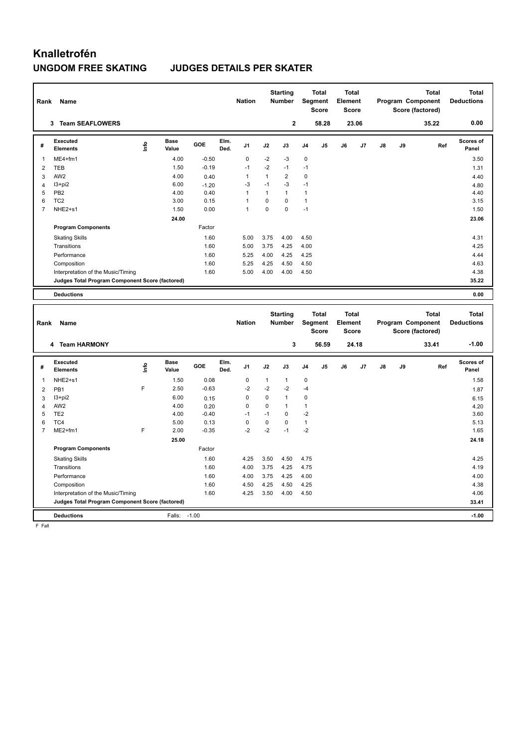# Knalletrofén

## UNGDOM FREE SKATING JUDGES DETAILS PER SKATER

| Rank | Name | Nation | Starting Number | Total Segment Score | Total Element Score | Total Program Component Score (factored) | Total Deductions |
|---|---|---|---|---|---|---|---|
| 3 | Team SEAFLOWERS | | 2 | 58.28 | 23.06 | 35.22 | 0.00 |

| # | Executed Elements | Info | Base Value | GOE | Elm. Ded. | J1 | J2 | J3 | J4 | J5 | J6 | J7 | J8 | J9 | Ref | Scores of Panel |
|---|---|---|---|---|---|---|---|---|---|---|---|---|---|---|---|---|
| 1 | ME4+fm1 | | 4.00 | -0.50 | | 0 | -2 | -3 | 0 | | | | | | | 3.50 |
| 2 | TEB | | 1.50 | -0.19 | | -1 | -2 | -1 | -1 | | | | | | | 1.31 |
| 3 | AW2 | | 4.00 | 0.40 | | 1 | 1 | 2 | 0 | | | | | | | 4.40 |
| 4 | I3+pi2 | | 6.00 | -1.20 | | -3 | -1 | -3 | -1 | | | | | | | 4.80 |
| 5 | PB2 | | 4.00 | 0.40 | | 1 | 1 | 1 | 1 | | | | | | | 4.40 |
| 6 | TC2 | | 3.00 | 0.15 | | 1 | 0 | 0 | 1 | | | | | | | 3.15 |
| 7 | NHE2+s1 | | 1.50 | 0.00 | | 1 | 0 | 0 | -1 | | | | | | | 1.50 |
| | | | 24.00 | | | | | | | | | | | | | 23.06 |
| | **Program Components** | | | Factor | | | | | | | | | | | | |
| | Skating Skills | | | 1.60 | | 5.00 | 3.75 | 4.00 | 4.50 | | | | | | | 4.31 |
| | Transitions | | | 1.60 | | 5.00 | 3.75 | 4.25 | 4.00 | | | | | | | 4.25 |
| | Performance | | | 1.60 | | 5.25 | 4.00 | 4.25 | 4.25 | | | | | | | 4.44 |
| | Composition | | | 1.60 | | 5.25 | 4.25 | 4.50 | 4.50 | | | | | | | 4.63 |
| | Interpretation of the Music/Timing | | | 1.60 | | 5.00 | 4.00 | 4.00 | 4.50 | | | | | | | 4.38 |
| | **Judges Total Program Component Score (factored)** | | | | | | | | | | | | | | | 35.22 |
| | **Deductions** | | | | | | | | | | | | | | | 0.00 |

| Rank | Name | Nation | Starting Number | Total Segment Score | Total Element Score | Total Program Component Score (factored) | Total Deductions |
|---|---|---|---|---|---|---|---|
| 4 | Team HARMONY | | 3 | 56.59 | 24.18 | 33.41 | -1.00 |

| # | Executed Elements | Info | Base Value | GOE | Elm. Ded. | J1 | J2 | J3 | J4 | J5 | J6 | J7 | J8 | J9 | Ref | Scores of Panel |
|---|---|---|---|---|---|---|---|---|---|---|---|---|---|---|---|---|
| 1 | NHE2+s1 | | 1.50 | 0.08 | | 0 | 1 | 1 | 0 | | | | | | | 1.58 |
| 2 | PB1 | F | 2.50 | -0.63 | | -2 | -2 | -2 | -4 | | | | | | | 1.87 |
| 3 | I3+pi2 | | 6.00 | 0.15 | | 0 | 0 | 1 | 0 | | | | | | | 6.15 |
| 4 | AW2 | | 4.00 | 0.20 | | 0 | 0 | 1 | 1 | | | | | | | 4.20 |
| 5 | TE2 | | 4.00 | -0.40 | | -1 | -1 | 0 | -2 | | | | | | | 3.60 |
| 6 | TC4 | | 5.00 | 0.13 | | 0 | 0 | 0 | 1 | | | | | | | 5.13 |
| 7 | ME2+fm1 | F | 2.00 | -0.35 | | -2 | -2 | -1 | -2 | | | | | | | 1.65 |
| | | | 25.00 | | | | | | | | | | | | | 24.18 |
| | **Program Components** | | | Factor | | | | | | | | | | | | |
| | Skating Skills | | | 1.60 | | 4.25 | 3.50 | 4.50 | 4.75 | | | | | | | 4.25 |
| | Transitions | | | 1.60 | | 4.00 | 3.75 | 4.25 | 4.75 | | | | | | | 4.19 |
| | Performance | | | 1.60 | | 4.00 | 3.75 | 4.25 | 4.00 | | | | | | | 4.00 |
| | Composition | | | 1.60 | | 4.50 | 4.25 | 4.50 | 4.25 | | | | | | | 4.38 |
| | Interpretation of the Music/Timing | | | 1.60 | | 4.25 | 3.50 | 4.00 | 4.50 | | | | | | | 4.06 |
| | **Judges Total Program Component Score (factored)** | | | | | | | | | | | | | | | 33.41 |
| | **Deductions** | | Falls: | -1.00 | | | | | | | | | | | | -1.00 |

F Fall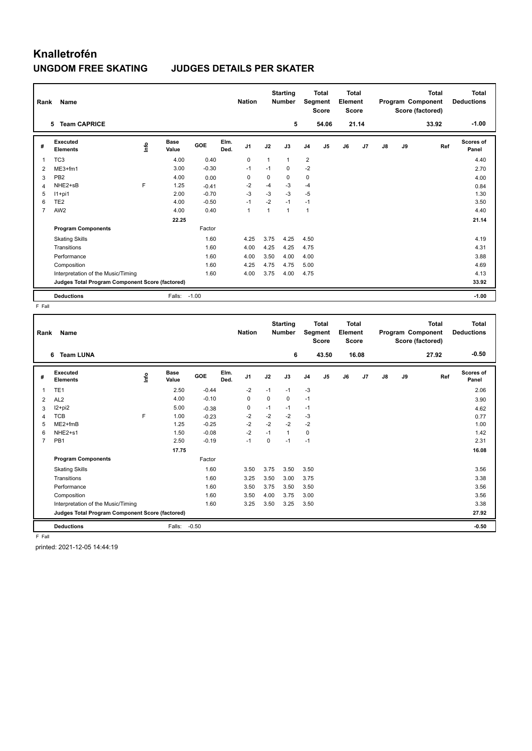# Knalletrofén

## UNGDOM FREE SKATING JUDGES DETAILS PER SKATER

| Rank | Name | Nation | Starting Number | Total Segment Score | Total Element Score | Total Program Component Score (factored) | Total Deductions |
|---|---|---|---|---|---|---|---|
| 5 | Team CAPRICE | | 5 | 54.06 | 21.14 | 33.92 | -1.00 |

| # | Executed Elements | Info | Base Value | GOE | Elm. Ded. | J1 | J2 | J3 | J4 | J5 | J6 | J7 | J8 | J9 | Ref | Scores of Panel |
|---|---|---|---|---|---|---|---|---|---|---|---|---|---|---|---|---|
| 1 | TC3 | | 4.00 | 0.40 | | 0 | 1 | 1 | 2 | | | | | | | 4.40 |
| 2 | ME3+fm1 | | 3.00 | -0.30 | | -1 | -1 | 0 | -2 | | | | | | | 2.70 |
| 3 | PB2 | | 4.00 | 0.00 | | 0 | 0 | 0 | 0 | | | | | | | 4.00 |
| 4 | NHE2+sB | F | 1.25 | -0.41 | | -2 | -4 | -3 | -4 | | | | | | | 0.84 |
| 5 | I1+pi1 | | 2.00 | -0.70 | | -3 | -3 | -3 | -5 | | | | | | | 1.30 |
| 6 | TE2 | | 4.00 | -0.50 | | -1 | -2 | -1 | -1 | | | | | | | 3.50 |
| 7 | AW2 | | 4.00 | 0.40 | | 1 | 1 | 1 | 1 | | | | | | | 4.40 |
| | | | 22.25 | | | | | | | | | | | | | 21.14 |
| | **Program Components** | | | Factor | | | | | | | | | | | | |
| | Skating Skills | | | 1.60 | | 4.25 | 3.75 | 4.25 | 4.50 | | | | | | | 4.19 |
| | Transitions | | | 1.60 | | 4.00 | 4.25 | 4.25 | 4.75 | | | | | | | 4.31 |
| | Performance | | | 1.60 | | 4.00 | 3.50 | 4.00 | 4.00 | | | | | | | 3.88 |
| | Composition | | | 1.60 | | 4.25 | 4.75 | 4.75 | 5.00 | | | | | | | 4.69 |
| | Interpretation of the Music/Timing | | | 1.60 | | 4.00 | 3.75 | 4.00 | 4.75 | | | | | | | 4.13 |
| | **Judges Total Program Component Score (factored)** | | | | | | | | | | | | | | | 33.92 |
| | **Deductions** | | Falls: | -1.00 | | | | | | | | | | | | -1.00 |

F Fall

| Rank | Name | Nation | Starting Number | Total Segment Score | Total Element Score | Total Program Component Score (factored) | Total Deductions |
|---|---|---|---|---|---|---|---|
| 6 | Team LUNA | | 6 | 43.50 | 16.08 | 27.92 | -0.50 |

| # | Executed Elements | Info | Base Value | GOE | Elm. Ded. | J1 | J2 | J3 | J4 | J5 | J6 | J7 | J8 | J9 | Ref | Scores of Panel |
|---|---|---|---|---|---|---|---|---|---|---|---|---|---|---|---|---|
| 1 | TE1 | | 2.50 | -0.44 | | -2 | -1 | -1 | -3 | | | | | | | 2.06 |
| 2 | AL2 | | 4.00 | -0.10 | | 0 | 0 | 0 | -1 | | | | | | | 3.90 |
| 3 | I2+pi2 | | 5.00 | -0.38 | | 0 | -1 | -1 | -1 | | | | | | | 4.62 |
| 4 | TCB | F | 1.00 | -0.23 | | -2 | -2 | -2 | -3 | | | | | | | 0.77 |
| 5 | ME2+fmB | | 1.25 | -0.25 | | -2 | -2 | -2 | -2 | | | | | | | 1.00 |
| 6 | NHE2+s1 | | 1.50 | -0.08 | | -2 | -1 | 1 | 0 | | | | | | | 1.42 |
| 7 | PB1 | | 2.50 | -0.19 | | -1 | 0 | -1 | -1 | | | | | | | 2.31 |
| | | | 17.75 | | | | | | | | | | | | | 16.08 |
| | **Program Components** | | | Factor | | | | | | | | | | | | |
| | Skating Skills | | | 1.60 | | 3.50 | 3.75 | 3.50 | 3.50 | | | | | | | 3.56 |
| | Transitions | | | 1.60 | | 3.25 | 3.50 | 3.00 | 3.75 | | | | | | | 3.38 |
| | Performance | | | 1.60 | | 3.50 | 3.75 | 3.50 | 3.50 | | | | | | | 3.56 |
| | Composition | | | 1.60 | | 3.50 | 4.00 | 3.75 | 3.00 | | | | | | | 3.56 |
| | Interpretation of the Music/Timing | | | 1.60 | | 3.25 | 3.50 | 3.25 | 3.50 | | | | | | | 3.38 |
| | **Judges Total Program Component Score (factored)** | | | | | | | | | | | | | | | 27.92 |
| | **Deductions** | | Falls: | -0.50 | | | | | | | | | | | | -0.50 |

F Fall

printed: 2021-12-05 14:44:19